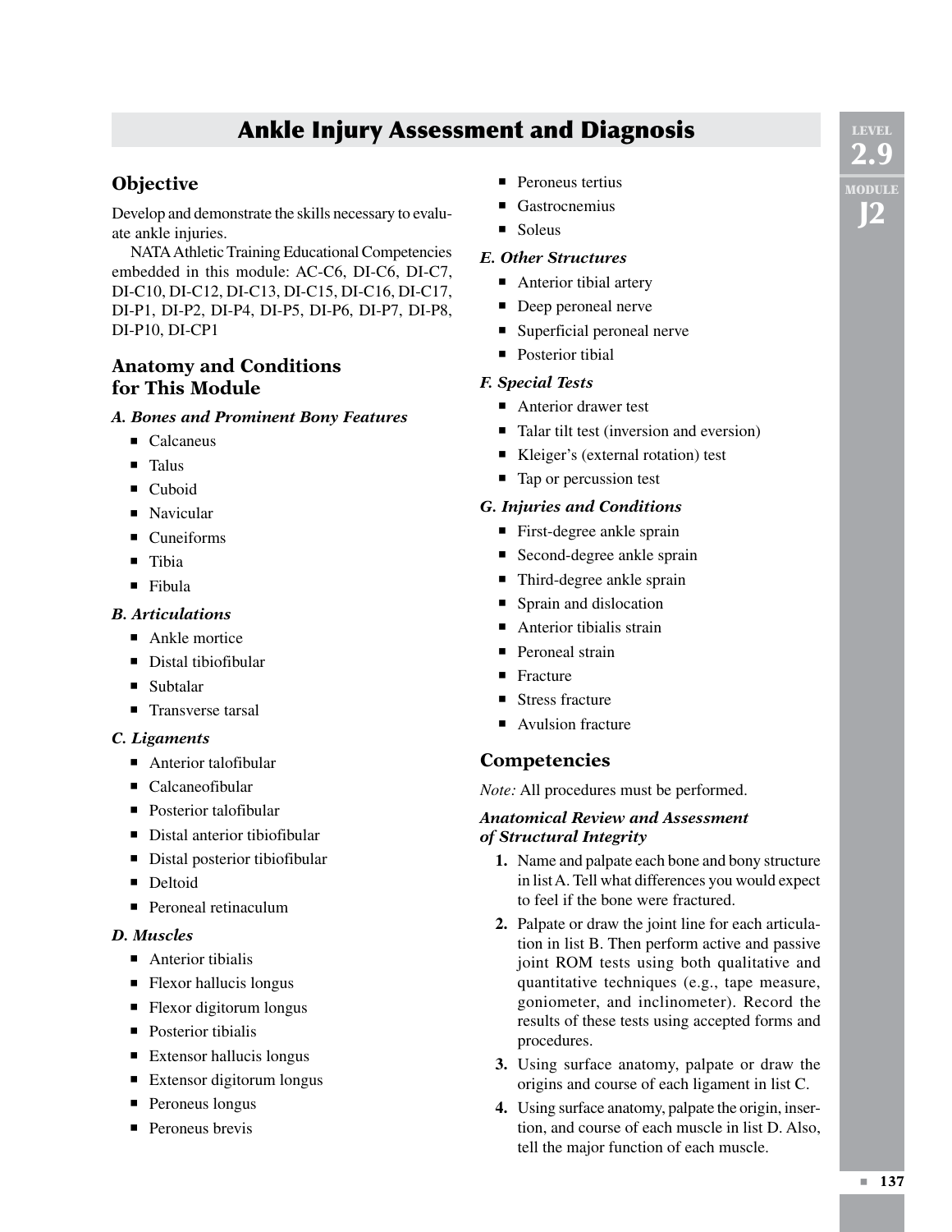# Ankle Injury Assessment and Diagnosis

## Objective

Develop and demonstrate the skills necessary to evaluate ankle injuries.

NATA Athletic Training Educational Competencies embedded in this module: AC-C6, DI-C6, DI-C7, DI-C10, DI-C12, DI-C13, DI-C15, DI-C16, DI-C17, DI-P1, DI-P2, DI-P4, DI-P5, DI-P6, DI-P7, DI-P8, DI-P10, DI-CP1

## Anatomy and Conditions for This Module

### *A. Bones and Prominent Bony Features*

- Calcaneus
- Talus
- Cuboid
- Navicular
- Cuneiforms
- Tibia
- Fibula

### *B. Articulations*

- Ankle mortice
- Distal tibiofibular
- Subtalar
- Transverse tarsal

### *C. Ligaments*

- Anterior talofibular
- Calcaneofibular
- Posterior talofibular
- Distal anterior tibiofibular
- Distal posterior tibiofibular
- Deltoid
- Peroneal retinaculum

### *D. Muscles*

- Anterior tibialis
- Flexor hallucis longus
- Flexor digitorum longus
- Posterior tibialis
- Extensor hallucis longus
- Extensor digitorum longus
- Peroneus longus
- Peroneus brevis
- Peroneus tertius
- Gastrocnemius
- Soleus

### *E. Other Structures*

- Anterior tibial artery
- Deep peroneal nerve
- Superficial peroneal nerve
- Posterior tibial

### *F. Special Tests*

- Anterior drawer test
- Talar tilt test (inversion and eversion)
- Kleiger's (external rotation) test
- Tap or percussion test

### *G. Injuries and Conditions*

- First-degree ankle sprain
- Second-degree ankle sprain
- Third-degree ankle sprain
- Sprain and dislocation
- Anterior tibialis strain
- Peroneal strain
- Fracture
- Stress fracture
- Avulsion fracture

## Competencies

*Note:* All procedures must be performed.

### *Anatomical Review and Assessment of Structural Integrity*

1. Name and palpate each bone and bony structure in list A. Tell what differences you would expect to feel if the bone were fractured.
2. Palpate or draw the joint line for each articulation in list B. Then perform active and passive joint ROM tests using both qualitative and quantitative techniques (e.g., tape measure, goniometer, and inclinometer). Record the results of these tests using accepted forms and procedures.
3. Using surface anatomy, palpate or draw the origins and course of each ligament in list C.
4. Using surface anatomy, palpate the origin, insertion, and course of each muscle in list D. Also, tell the major function of each muscle.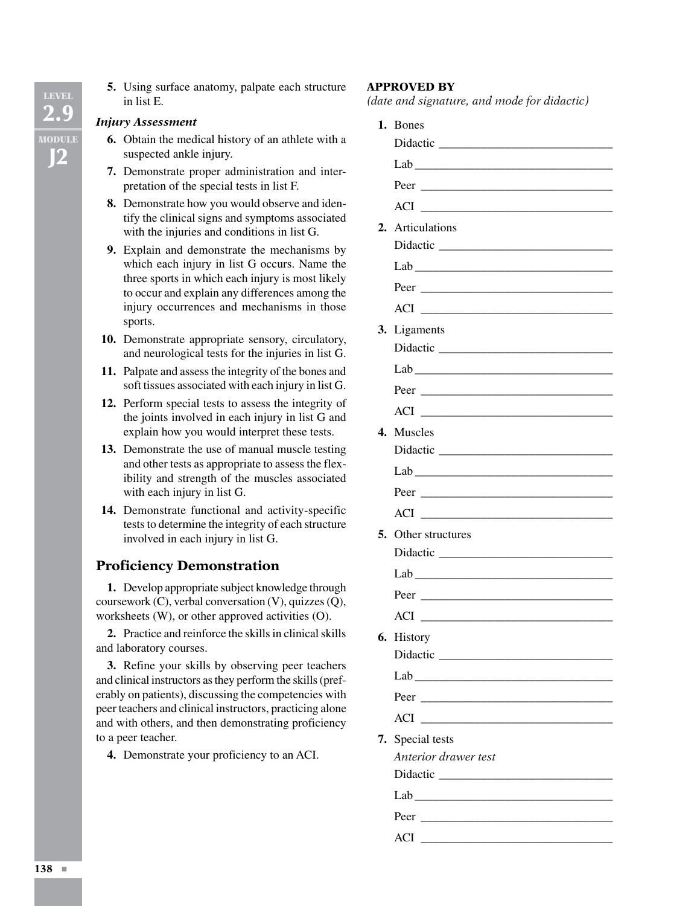5. Using surface anatomy, palpate each structure in list E.

***Injury Assessment***

6. Obtain the medical history of an athlete with a suspected ankle injury.
7. Demonstrate proper administration and interpretation of the special tests in list F.
8. Demonstrate how you would observe and identify the clinical signs and symptoms associated with the injuries and conditions in list G.
9. Explain and demonstrate the mechanisms by which each injury in list G occurs. Name the three sports in which each injury is most likely to occur and explain any differences among the injury occurrences and mechanisms in those sports.
10. Demonstrate appropriate sensory, circulatory, and neurological tests for the injuries in list G.
11. Palpate and assess the integrity of the bones and soft tissues associated with each injury in list G.
12. Perform special tests to assess the integrity of the joints involved in each injury in list G and explain how you would interpret these tests.
13. Demonstrate the use of manual muscle testing and other tests as appropriate to assess the flexibility and strength of the muscles associated with each injury in list G.
14. Demonstrate functional and activity-specific tests to determine the integrity of each structure involved in each injury in list G.

## Proficiency Demonstration

**1.** Develop appropriate subject knowledge through coursework (C), verbal conversation (V), quizzes (Q), worksheets (W), or other approved activities (O).

**2.** Practice and reinforce the skills in clinical skills and laboratory courses.

**3.** Refine your skills by observing peer teachers and clinical instructors as they perform the skills (preferably on patients), discussing the competencies with peer teachers and clinical instructors, practicing alone and with others, and then demonstrating proficiency to a peer teacher.

**4.** Demonstrate your proficiency to an ACI.

**APPROVED BY**
*(date and signature, and mode for didactic)*

1. Bones
   Didactic ______________________________
   Lab ______________________________
   Peer ______________________________
   ACI ______________________________
2. Articulations
   Didactic ______________________________
   Lab ______________________________
   Peer ______________________________
   ACI ______________________________
3. Ligaments
   Didactic ______________________________
   Lab ______________________________
   Peer ______________________________
   ACI ______________________________
4. Muscles
   Didactic ______________________________
   Lab ______________________________
   Peer ______________________________
   ACI ______________________________
5. Other structures
   Didactic ______________________________
   Lab ______________________________
   Peer ______________________________
   ACI ______________________________
6. History
   Didactic ______________________________
   Lab ______________________________
   Peer ______________________________
   ACI ______________________________
7. Special tests
   *Anterior drawer test*
   Didactic ______________________________
   Lab ______________________________
   Peer ______________________________
   ACI ______________________________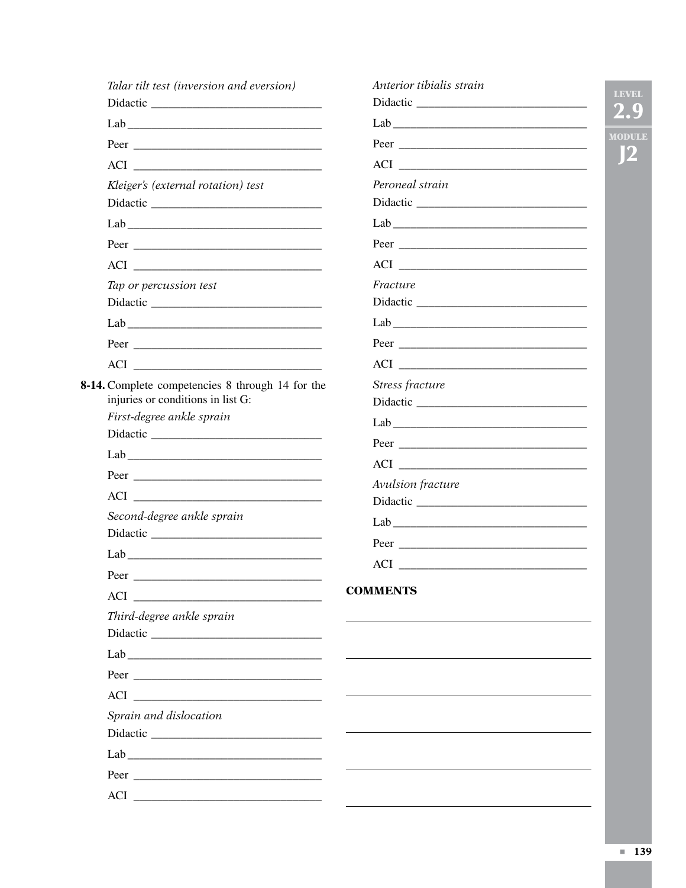*Talar tilt test (inversion and eversion)*

Didactic ______________________________

Lab __________________________________

Peer _________________________________

ACI __________________________________

*Kleiger's (external rotation) test*

Didactic ______________________________

Lab __________________________________

Peer _________________________________

ACI __________________________________

*Tap or percussion test*

Didactic ______________________________

Lab __________________________________

Peer _________________________________

ACI __________________________________

**8-14.** Complete competencies 8 through 14 for the injuries or conditions in list G:

*First-degree ankle sprain*

Didactic ______________________________

Lab __________________________________

Peer _________________________________

ACI __________________________________

*Second-degree ankle sprain*

Didactic ______________________________

Lab __________________________________

Peer _________________________________

ACI __________________________________

*Third-degree ankle sprain*

Didactic ______________________________

Lab __________________________________

Peer _________________________________

ACI __________________________________

*Sprain and dislocation*

Didactic ______________________________

Lab __________________________________

Peer _________________________________

ACI __________________________________

*Anterior tibialis strain*

Didactic ______________________________

Lab __________________________________

Peer _________________________________

ACI __________________________________

*Peroneal strain*

Didactic ______________________________

Lab __________________________________

Peer _________________________________

ACI __________________________________

*Fracture*

Didactic ______________________________

Lab __________________________________

Peer _________________________________

ACI __________________________________

*Stress fracture*

Didactic ______________________________

Lab __________________________________

Peer _________________________________

ACI __________________________________

*Avulsion fracture*

Didactic ______________________________

Lab __________________________________

Peer _________________________________

ACI __________________________________

**COMMENTS**

______________________________________________

______________________________________________

______________________________________________

______________________________________________

______________________________________________

______________________________________________